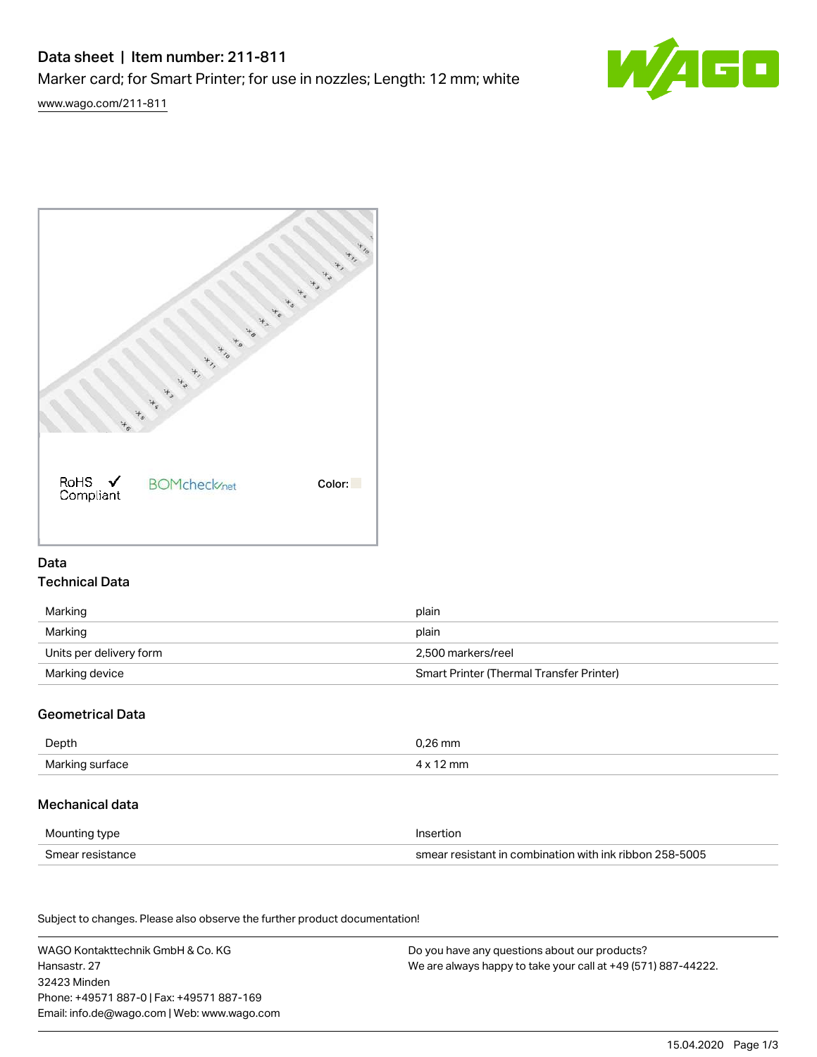# Data sheet | Item number: 211-811

Marker card; for Smart Printer; for use in nozzles; Length: 12 mm; white

www.wago.com/211-811

RoHS Compliant ✓ BOMcheck.net Color:

## Data

### Technical Data

| | |
|---|---|
| Marking | plain |
| Marking | plain |
| Units per delivery form | 2,500 markers/reel |
| Marking device | Smart Printer (Thermal Transfer Printer) |

### Geometrical Data

| | |
|---|---|
| Depth | 0,26 mm |
| Marking surface | 4 x 12 mm |

### Mechanical data

| | |
|---|---|
| Mounting type | Insertion |
| Smear resistance | smear resistant in combination with ink ribbon 258-5005 |

Subject to changes. Please also observe the further product documentation!

WAGO Kontakttechnik GmbH & Co. KG
Hansastr. 27
32423 Minden
Phone: +49571 887-0 | Fax: +49571 887-169
Email: info.de@wago.com | Web: www.wago.com

Do you have any questions about our products?
We are always happy to take your call at +49 (571) 887-44222.

15.04.2020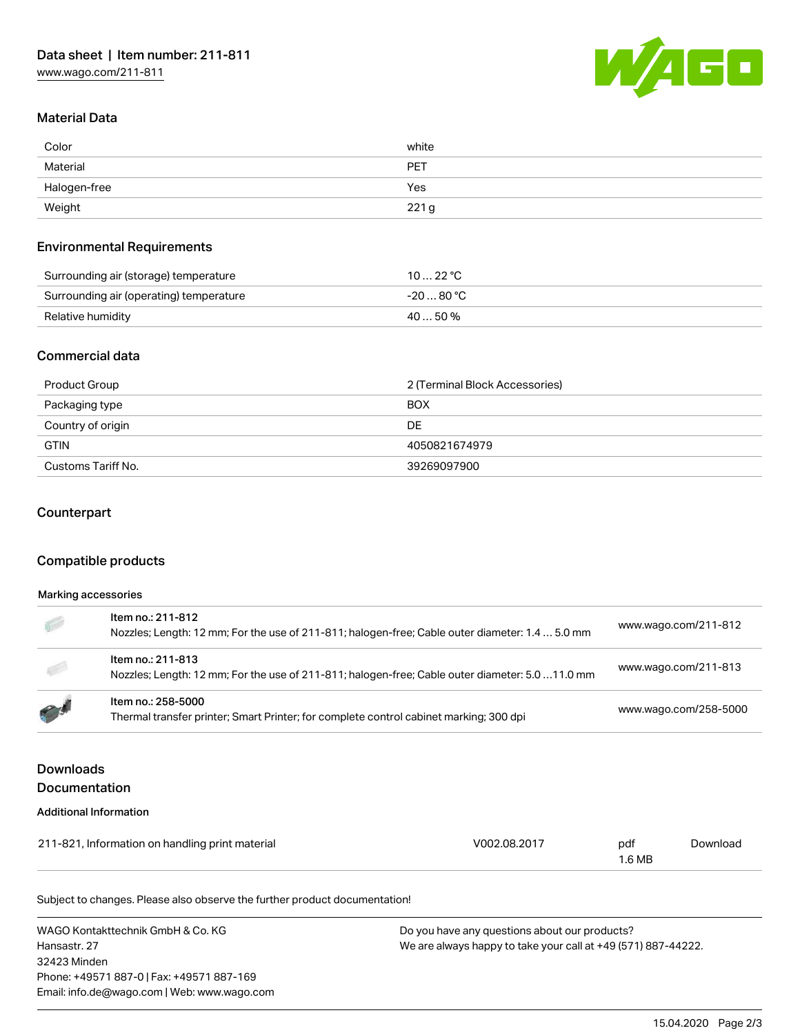## Material Data

| | |
|---|---|
| Color | white |
| Material | PET |
| Halogen-free | Yes |
| Weight | 221 g |

## Environmental Requirements

| | |
|---|---|
| Surrounding air (storage) temperature | 10 … 22 °C |
| Surrounding air (operating) temperature | -20 … 80 °C |
| Relative humidity | 40 … 50 % |

## Commercial data

| | |
|---|---|
| Product Group | 2 (Terminal Block Accessories) |
| Packaging type | BOX |
| Country of origin | DE |
| GTIN | 4050821674979 |
| Customs Tariff No. | 39269097900 |

## Counterpart

## Compatible products

### Marking accessories

| | | |
|---|---|---|
| | **Item no.: 211-812**<br>Nozzles; Length: 12 mm; For the use of 211-811; halogen-free; Cable outer diameter: 1.4 … 5.0 mm | www.wago.com/211-812 |
| | **Item no.: 211-813**<br>Nozzles; Length: 12 mm; For the use of 211-811; halogen-free; Cable outer diameter: 5.0 …11.0 mm | www.wago.com/211-813 |
| | **Item no.: 258-5000**<br>Thermal transfer printer; Smart Printer; for complete control cabinet marking; 300 dpi | www.wago.com/258-5000 |

## Downloads
## Documentation

### Additional Information

| | | | |
|---|---|---|---|
| 211-821, Information on handling print material | V002.08.2017 | pdf<br>1.6 MB | Download |

Subject to changes. Please also observe the further product documentation!

WAGO Kontakttechnik GmbH & Co. KG
Hansastr. 27
32423 Minden
Phone: +49571 887-0 | Fax: +49571 887-169
Email: info.de@wago.com | Web: www.wago.com

Do you have any questions about our products?
We are always happy to take your call at +49 (571) 887-44222.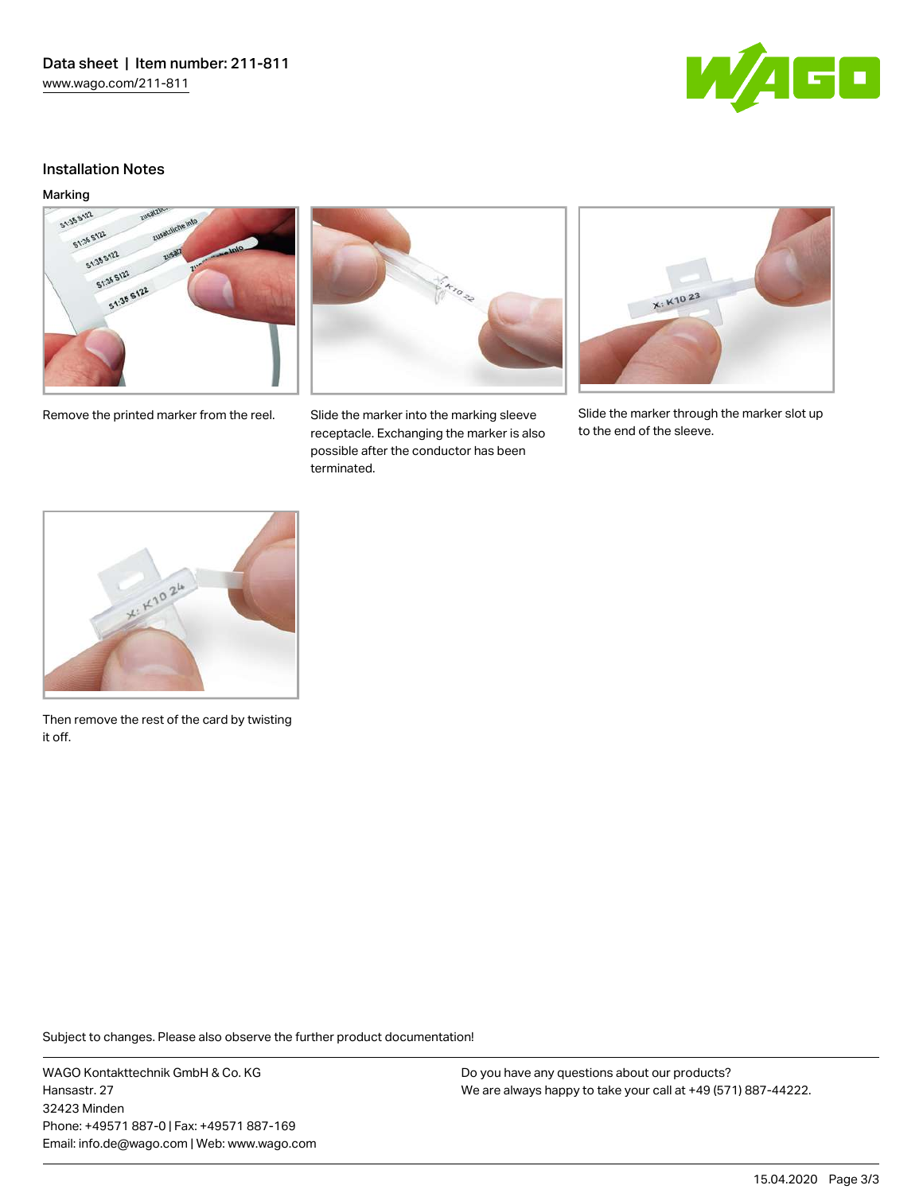Data sheet | Item number: 211-811
www.wago.com/211-811

## Installation Notes

### Marking

Remove the printed marker from the reel.

Slide the marker into the marking sleeve receptacle. Exchanging the marker is also possible after the conductor has been terminated.

Slide the marker through the marker slot up to the end of the sleeve.

Then remove the rest of the card by twisting it off.

Subject to changes. Please also observe the further product documentation!

WAGO Kontakttechnik GmbH & Co. KG
Hansastr. 27
32423 Minden
Phone: +49571 887-0 | Fax: +49571 887-169
Email: info.de@wago.com | Web: www.wago.com

Do you have any questions about our products?
We are always happy to take your call at +49 (571) 887-44222.

15.04.2020